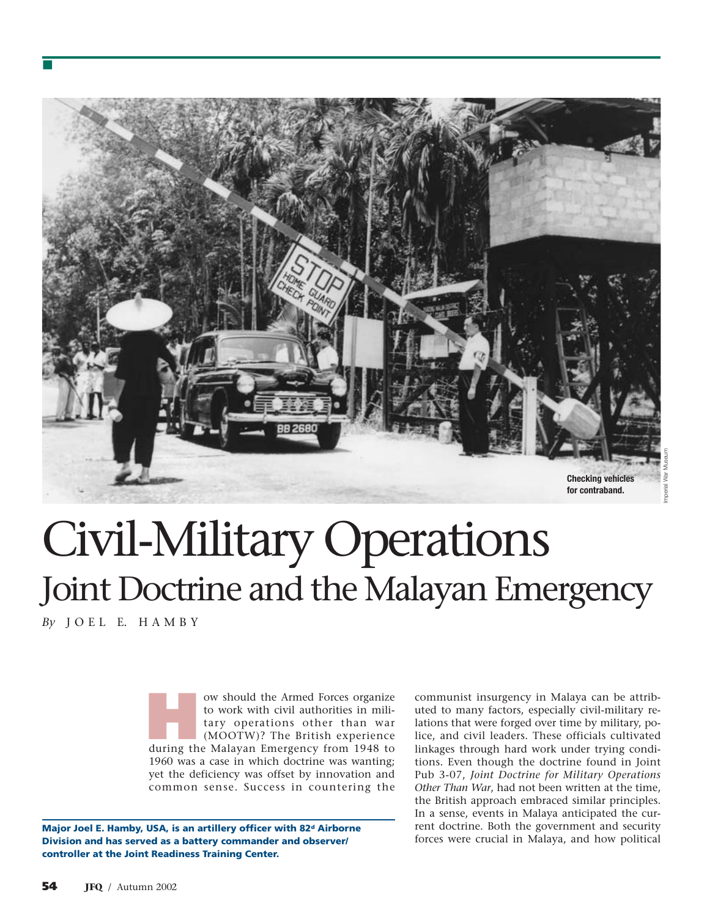Checking vehicles for contraband.

# Civil-Military Operations

## Joint Doctrine and the Malayan Emergency

*By* JOEL E. HAMBY

How should the Armed Forces organize to work with civil authorities in military operations other than war (MOOTW)? The British experience during the Malayan Emergency from 1948 to 1960 was a case in which doctrine was wanting; yet the deficiency was offset by innovation and common sense. Success in countering the communist insurgency in Malaya can be attributed to many factors, especially civil-military relations that were forged over time by military, police, and civil leaders. These officials cultivated linkages through hard work under trying conditions. Even though the doctrine found in Joint Pub 3-07, *Joint Doctrine for Military Operations Other Than War*, had not been written at the time, the British approach embraced similar principles. In a sense, events in Malaya anticipated the current doctrine. Both the government and security forces were crucial in Malaya, and how political

**Major Joel E. Hamby, USA, is an artillery officer with 82d Airborne Division and has served as a battery commander and observer/controller at the Joint Readiness Training Center.**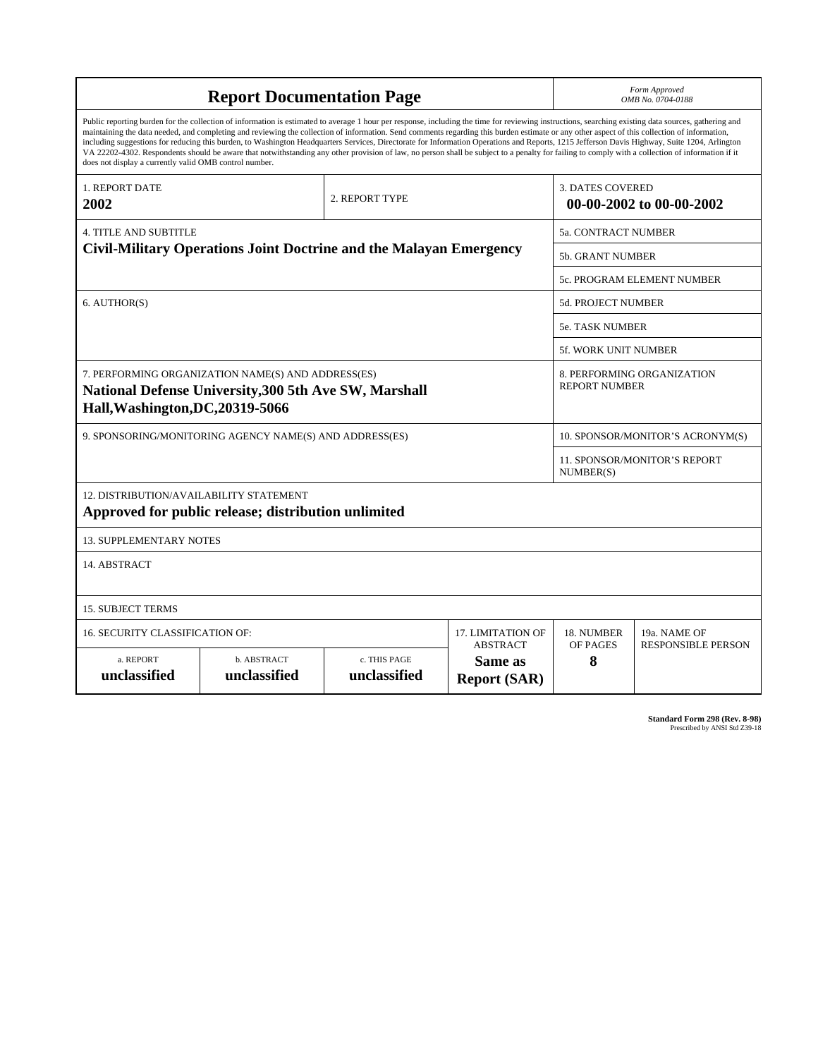# Report Documentation Page

*Form Approved*
*OMB No. 0704-0188*

Public reporting burden for the collection of information is estimated to average 1 hour per response, including the time for reviewing instructions, searching existing data sources, gathering and maintaining the data needed, and completing and reviewing the collection of information. Send comments regarding this burden estimate or any other aspect of this collection of information, including suggestions for reducing this burden, to Washington Headquarters Services, Directorate for Information Operations and Reports, 1215 Jefferson Davis Highway, Suite 1204, Arlington VA 22202-4302. Respondents should be aware that notwithstanding any other provision of law, no person shall be subject to a penalty for failing to comply with a collection of information if it does not display a currently valid OMB control number.

| Field | Value |
|---|---|
| 1. REPORT DATE | **2002** |
| 2. REPORT TYPE | |
| 3. DATES COVERED | **00-00-2002 to 00-00-2002** |
| 4. TITLE AND SUBTITLE | **Civil-Military Operations Joint Doctrine and the Malayan Emergency** |
| 5a. CONTRACT NUMBER | |
| 5b. GRANT NUMBER | |
| 5c. PROGRAM ELEMENT NUMBER | |
| 5d. PROJECT NUMBER | |
| 5e. TASK NUMBER | |
| 5f. WORK UNIT NUMBER | |
| 6. AUTHOR(S) | |
| 7. PERFORMING ORGANIZATION NAME(S) AND ADDRESS(ES) | **National Defense University,300 5th Ave SW, Marshall Hall,Washington,DC,20319-5066** |
| 8. PERFORMING ORGANIZATION REPORT NUMBER | |
| 9. SPONSORING/MONITORING AGENCY NAME(S) AND ADDRESS(ES) | |
| 10. SPONSOR/MONITOR'S ACRONYM(S) | |
| 11. SPONSOR/MONITOR'S REPORT NUMBER(S) | |
| 12. DISTRIBUTION/AVAILABILITY STATEMENT | **Approved for public release; distribution unlimited** |
| 13. SUPPLEMENTARY NOTES | |
| 14. ABSTRACT | |
| 15. SUBJECT TERMS | |

| 16. SECURITY CLASSIFICATION OF: | | | 17. LIMITATION OF ABSTRACT | 18. NUMBER OF PAGES | 19a. NAME OF RESPONSIBLE PERSON |
|---|---|---|---|---|---|
| a. REPORT | b. ABSTRACT | c. THIS PAGE | | | |
| **unclassified** | **unclassified** | **unclassified** | **Same as Report (SAR)** | **8** | |

**Standard Form 298 (Rev. 8-98)**
Prescribed by ANSI Std Z39-18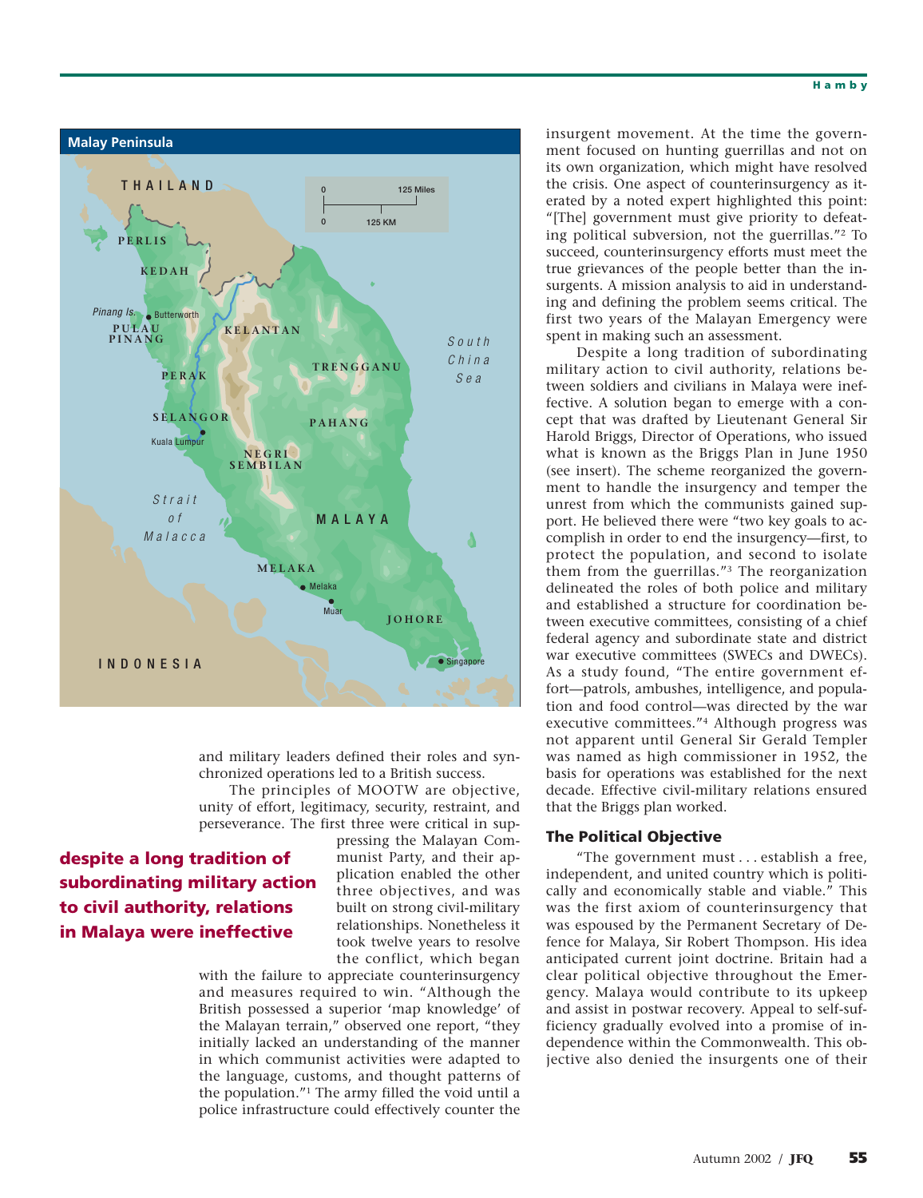**Malay Peninsula**

and military leaders defined their roles and synchronized operations led to a British success.

The principles of MOOTW are objective, unity of effort, legitimacy, security, restraint, and perseverance. The first three were critical in suppressing the Malayan Communist Party, and their application enabled the other three objectives, and was built on strong civil-military relationships. Nonetheless it took twelve years to resolve the conflict, which began with the failure to appreciate counterinsurgency and measures required to win. "Although the British possessed a superior 'map knowledge' of the Malayan terrain," observed one report, "they initially lacked an understanding of the manner in which communist activities were adapted to the language, customs, and thought patterns of the population."[1] The army filled the void until a police infrastructure could effectively counter the insurgent movement. At the time the government focused on hunting guerrillas and not on its own organization, which might have resolved the crisis. One aspect of counterinsurgency as iterated by a noted expert highlighted this point: "[The] government must give priority to defeating political subversion, not the guerrillas."[2] To succeed, counterinsurgency efforts must meet the true grievances of the people better than the insurgents. A mission analysis to aid in understanding and defining the problem seems critical. The first two years of the Malayan Emergency were spent in making such an assessment.

**despite a long tradition of subordinating military action to civil authority, relations in Malaya were ineffective**

Despite a long tradition of subordinating military action to civil authority, relations between soldiers and civilians in Malaya were ineffective. A solution began to emerge with a concept that was drafted by Lieutenant General Sir Harold Briggs, Director of Operations, who issued what is known as the Briggs Plan in June 1950 (see insert). The scheme reorganized the government to handle the insurgency and temper the unrest from which the communists gained support. He believed there were "two key goals to accomplish in order to end the insurgency—first, to protect the population, and second to isolate them from the guerrillas."[3] The reorganization delineated the roles of both police and military and established a structure for coordination between executive committees, consisting of a chief federal agency and subordinate state and district war executive committees (SWECs and DWECs). As a study found, "The entire government effort—patrols, ambushes, intelligence, and population and food control—was directed by the war executive committees."[4] Although progress was not apparent until General Sir Gerald Templer was named as high commissioner in 1952, the basis for operations was established for the next decade. Effective civil-military relations ensured that the Briggs plan worked.

### The Political Objective

"The government must . . . establish a free, independent, and united country which is politically and economically stable and viable." This was the first axiom of counterinsurgency that was espoused by the Permanent Secretary of Defence for Malaya, Sir Robert Thompson. His idea anticipated current joint doctrine. Britain had a clear political objective throughout the Emergency. Malaya would contribute to its upkeep and assist in postwar recovery. Appeal to self-sufficiency gradually evolved into a promise of independence within the Commonwealth. This objective also denied the insurgents one of their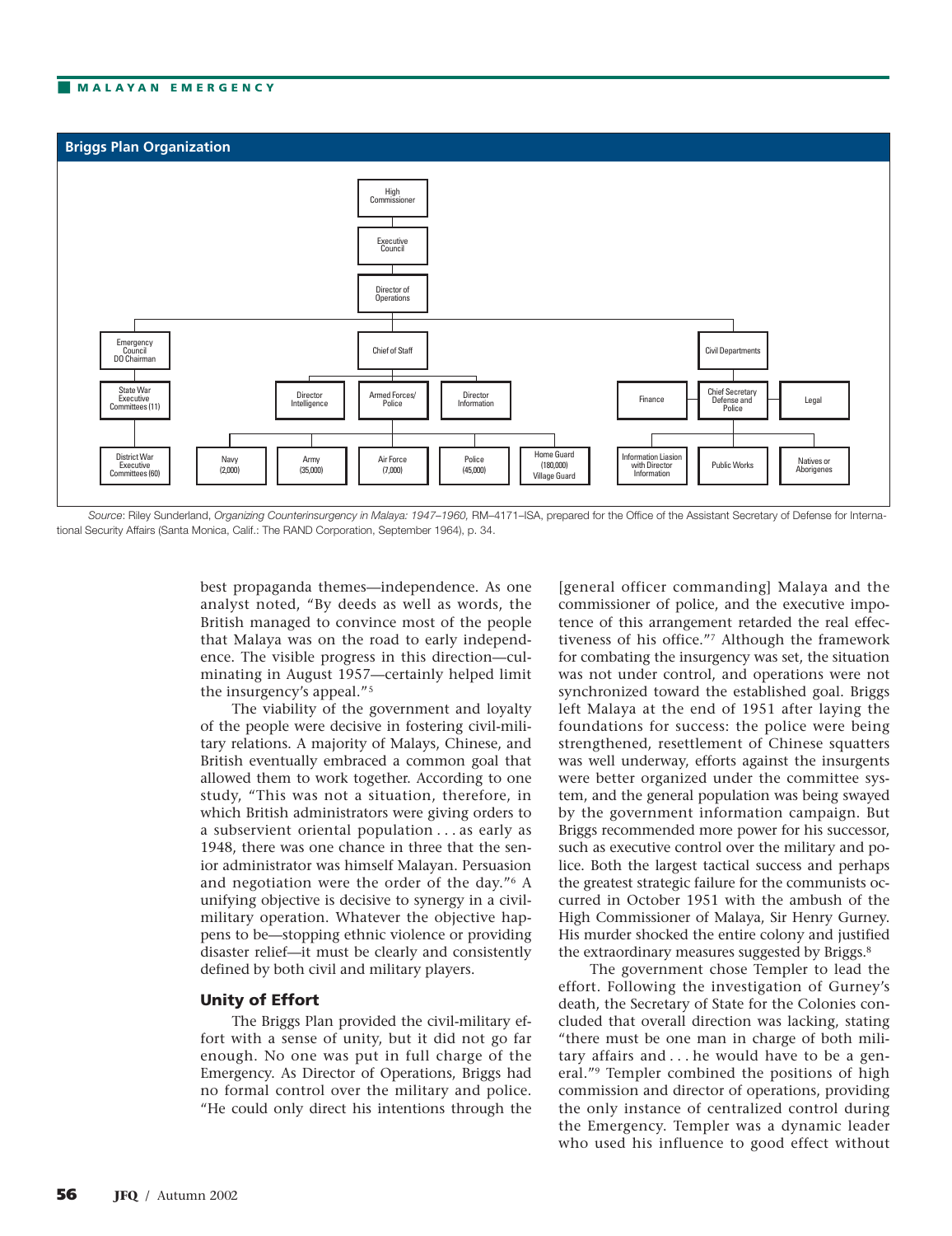## Briggs Plan Organization

High Commissioner
Executive Council
Director of Operations

- Emergency Council DO Chairman
  - State War Executive Committees (11)
    - District War Executive Committees (60)
- Chief of Staff
  - Director Intelligence
  - Armed Forces/ Police
    - Navy (2,000)
    - Army (35,000)
    - Air Force (7,000)
    - Police (45,000)
    - Home Guard (180,000) Village Guard
  - Director Information
- Civil Departments
  - Finance
  - Chief Secretary Defense and Police
    - Information Liaison with Director Information
    - Public Works
    - Natives or Aborigenes
  - Legal

*Source*: Riley Sunderland, *Organizing Counterinsurgency in Malaya: 1947–1960*, RM–4171–ISA, prepared for the Office of the Assistant Secretary of Defense for International Security Affairs (Santa Monica, Calif.: The RAND Corporation, September 1964), p. 34.

best propaganda themes—independence. As one analyst noted, "By deeds as well as words, the British managed to convince most of the people that Malaya was on the road to early independence. The visible progress in this direction—culminating in August 1957—certainly helped limit the insurgency's appeal."[5]

The viability of the government and loyalty of the people were decisive in fostering civil-military relations. A majority of Malays, Chinese, and British eventually embraced a common goal that allowed them to work together. According to one study, "This was not a situation, therefore, in which British administrators were giving orders to a subservient oriental population . . . as early as 1948, there was one chance in three that the senior administrator was himself Malayan. Persuasion and negotiation were the order of the day."[6] A unifying objective is decisive to synergy in a civil-military operation. Whatever the objective happens to be—stopping ethnic violence or providing disaster relief—it must be clearly and consistently defined by both civil and military players.

### Unity of Effort

The Briggs Plan provided the civil-military effort with a sense of unity, but it did not go far enough. No one was put in full charge of the Emergency. As Director of Operations, Briggs had no formal control over the military and police. "He could only direct his intentions through the [general officer commanding] Malaya and the commissioner of police, and the executive impotence of this arrangement retarded the real effectiveness of his office."[7] Although the framework for combating the insurgency was set, the situation was not under control, and operations were not synchronized toward the established goal. Briggs left Malaya at the end of 1951 after laying the foundations for success: the police were being strengthened, resettlement of Chinese squatters was well underway, efforts against the insurgents were better organized under the committee system, and the general population was being swayed by the government information campaign. But Briggs recommended more power for his successor, such as executive control over the military and police. Both the largest tactical success and perhaps the greatest strategic failure for the communists occurred in October 1951 with the ambush of the High Commissioner of Malaya, Sir Henry Gurney. His murder shocked the entire colony and justified the extraordinary measures suggested by Briggs.[8]

The government chose Templer to lead the effort. Following the investigation of Gurney's death, the Secretary of State for the Colonies concluded that overall direction was lacking, stating "there must be one man in charge of both military affairs and . . . he would have to be a general."[9] Templer combined the positions of high commission and director of operations, providing the only instance of centralized control during the Emergency. Templer was a dynamic leader who used his influence to good effect without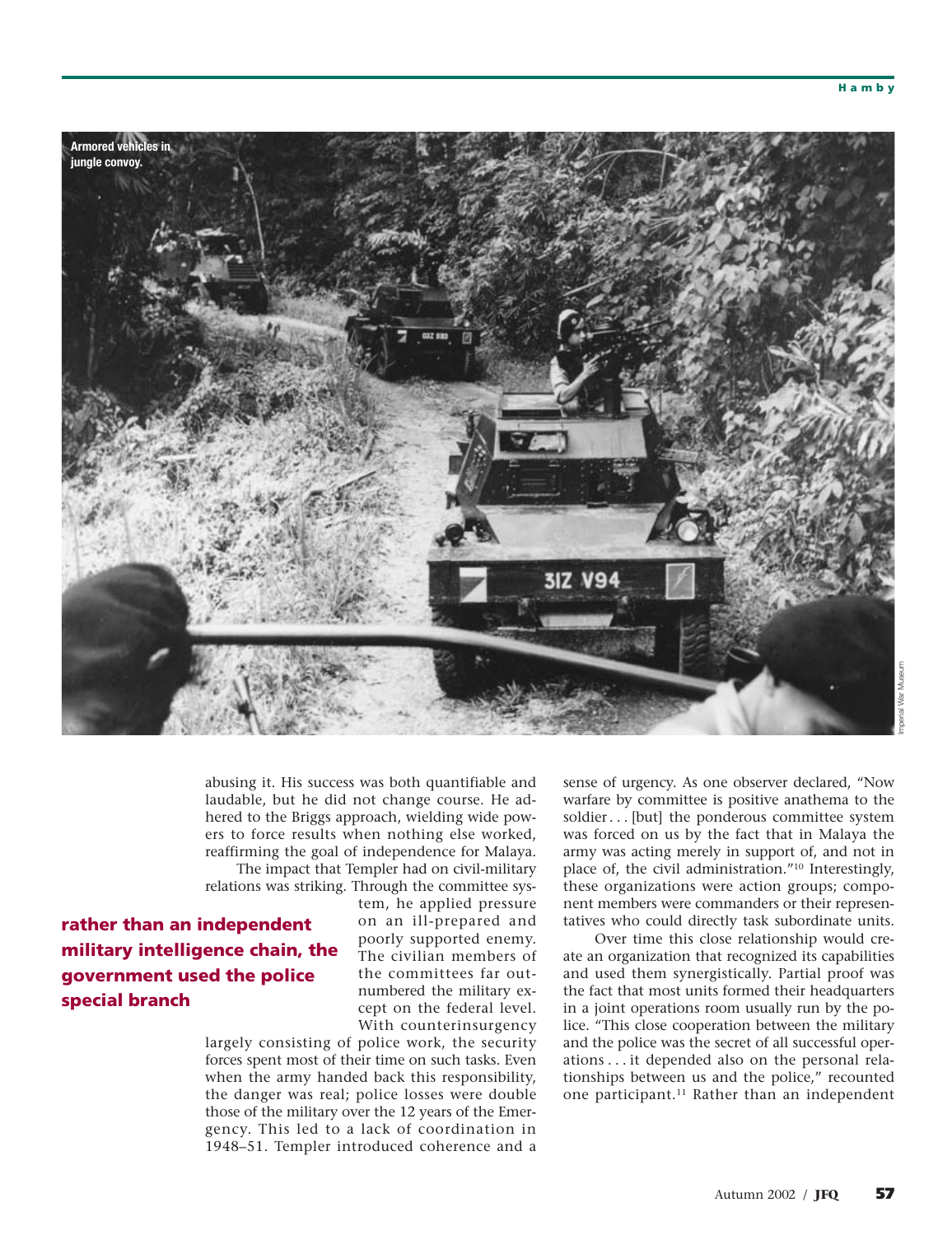Armored vehicles in jungle convoy.

abusing it. His success was both quantifiable and laudable, but he did not change course. He adhered to the Briggs approach, wielding wide powers to force results when nothing else worked, reaffirming the goal of independence for Malaya.

The impact that Templer had on civil-military relations was striking. Through the committee system, he applied pressure on an ill-prepared and poorly supported enemy. The civilian members of the committees far outnumbered the military except on the federal level. With counterinsurgency largely consisting of police work, the security forces spent most of their time on such tasks. Even when the army handed back this responsibility, the danger was real; police losses were double those of the military over the 12 years of the Emergency. This led to a lack of coordination in 1948–51. Templer introduced coherence and a sense of urgency. As one observer declared, "Now warfare by committee is positive anathema to the soldier . . . [but] the ponderous committee system was forced on us by the fact that in Malaya the army was acting merely in support of, and not in place of, the civil administration."[10] Interestingly, these organizations were action groups; component members were commanders or their representatives who could directly task subordinate units.

**rather than an independent military intelligence chain, the government used the police special branch**

Over time this close relationship would create an organization that recognized its capabilities and used them synergistically. Partial proof was the fact that most units formed their headquarters in a joint operations room usually run by the police. "This close cooperation between the military and the police was the secret of all successful operations . . . it depended also on the personal relationships between us and the police," recounted one participant.[11] Rather than an independent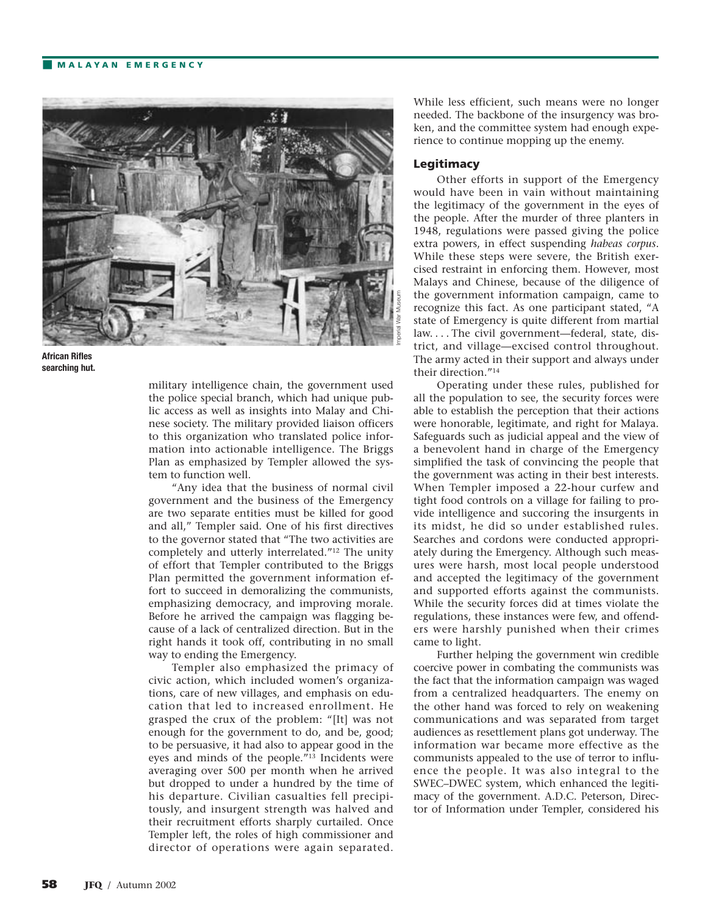African Rifles searching hut.

military intelligence chain, the government used the police special branch, which had unique public access as well as insights into Malay and Chinese society. The military provided liaison officers to this organization who translated police information into actionable intelligence. The Briggs Plan as emphasized by Templer allowed the system to function well.

"Any idea that the business of normal civil government and the business of the Emergency are two separate entities must be killed for good and all," Templer said. One of his first directives to the governor stated that "The two activities are completely and utterly interrelated."[12] The unity of effort that Templer contributed to the Briggs Plan permitted the government information effort to succeed in demoralizing the communists, emphasizing democracy, and improving morale. Before he arrived the campaign was flagging because of a lack of centralized direction. But in the right hands it took off, contributing in no small way to ending the Emergency.

Templer also emphasized the primacy of civic action, which included women's organizations, care of new villages, and emphasis on education that led to increased enrollment. He grasped the crux of the problem: "[It] was not enough for the government to do, and be, good; to be persuasive, it had also to appear good in the eyes and minds of the people."[13] Incidents were averaging over 500 per month when he arrived but dropped to under a hundred by the time of his departure. Civilian casualties fell precipitously, and insurgent strength was halved and their recruitment efforts sharply curtailed. Once Templer left, the roles of high commissioner and director of operations were again separated. While less efficient, such means were no longer needed. The backbone of the insurgency was broken, and the committee system had enough experience to continue mopping up the enemy.

## Legitimacy

Other efforts in support of the Emergency would have been in vain without maintaining the legitimacy of the government in the eyes of the people. After the murder of three planters in 1948, regulations were passed giving the police extra powers, in effect suspending *habeas corpus*. While these steps were severe, the British exercised restraint in enforcing them. However, most Malays and Chinese, because of the diligence of the government information campaign, came to recognize this fact. As one participant stated, "A state of Emergency is quite different from martial law. . . . The civil government—federal, state, district, and village—excised control throughout. The army acted in their support and always under their direction."[14]

Operating under these rules, published for all the population to see, the security forces were able to establish the perception that their actions were honorable, legitimate, and right for Malaya. Safeguards such as judicial appeal and the view of a benevolent hand in charge of the Emergency simplified the task of convincing the people that the government was acting in their best interests. When Templer imposed a 22-hour curfew and tight food controls on a village for failing to provide intelligence and succoring the insurgents in its midst, he did so under established rules. Searches and cordons were conducted appropriately during the Emergency. Although such measures were harsh, most local people understood and accepted the legitimacy of the government and supported efforts against the communists. While the security forces did at times violate the regulations, these instances were few, and offenders were harshly punished when their crimes came to light.

Further helping the government win credible coercive power in combating the communists was the fact that the information campaign was waged from a centralized headquarters. The enemy on the other hand was forced to rely on weakening communications and was separated from target audiences as resettlement plans got underway. The information war became more effective as the communists appealed to the use of terror to influence the people. It was also integral to the SWEC–DWEC system, which enhanced the legitimacy of the government. A.D.C. Peterson, Director of Information under Templer, considered his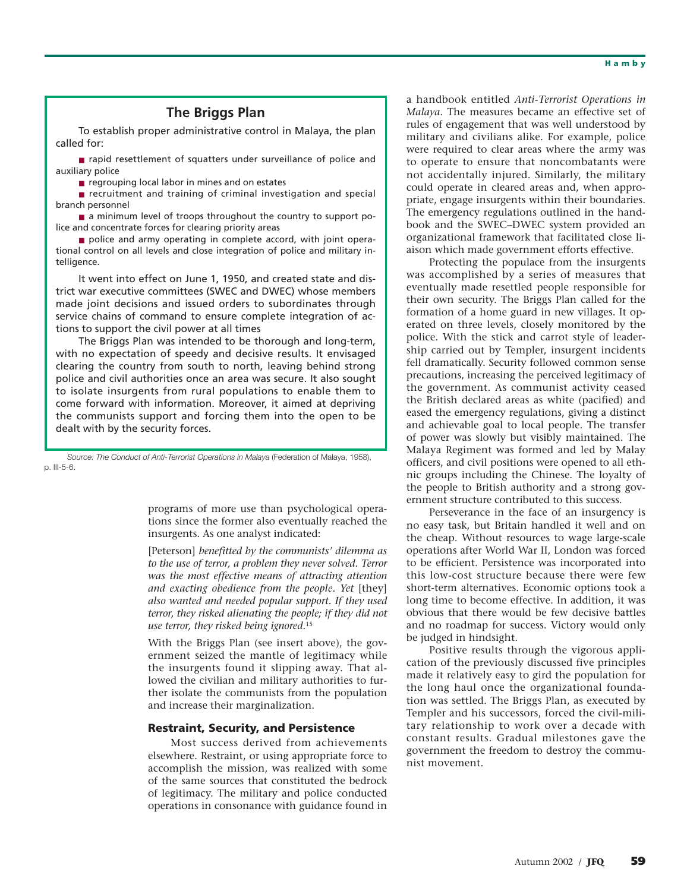## The Briggs Plan

To establish proper administrative control in Malaya, the plan called for:

- rapid resettlement of squatters under surveillance of police and auxiliary police
- regrouping local labor in mines and on estates
- recruitment and training of criminal investigation and special branch personnel
- a minimum level of troops throughout the country to support police and concentrate forces for clearing priority areas
- police and army operating in complete accord, with joint operational control on all levels and close integration of police and military intelligence.

It went into effect on June 1, 1950, and created state and district war executive committees (SWEC and DWEC) whose members made joint decisions and issued orders to subordinates through service chains of command to ensure complete integration of actions to support the civil power at all times

The Briggs Plan was intended to be thorough and long-term, with no expectation of speedy and decisive results. It envisaged clearing the country from south to north, leaving behind strong police and civil authorities once an area was secure. It also sought to isolate insurgents from rural populations to enable them to come forward with information. Moreover, it aimed at depriving the communists support and forcing them into the open to be dealt with by the security forces.

*Source: The Conduct of Anti-Terrorist Operations in Malaya* (Federation of Malaya, 1958), p. III-5-6.

programs of more use than psychological operations since the former also eventually reached the insurgents. As one analyst indicated:

> [Peterson] *benefitted by the communists' dilemma as to the use of terror, a problem they never solved. Terror was the most effective means of attracting attention and exacting obedience from the people. Yet* [they] *also wanted and needed popular support. If they used terror, they risked alienating the people; if they did not use terror, they risked being ignored.*[15]

With the Briggs Plan (see insert above), the government seized the mantle of legitimacy while the insurgents found it slipping away. That allowed the civilian and military authorities to further isolate the communists from the population and increase their marginalization.

### Restraint, Security, and Persistence

Most success derived from achievements elsewhere. Restraint, or using appropriate force to accomplish the mission, was realized with some of the same sources that constituted the bedrock of legitimacy. The military and police conducted operations in consonance with guidance found in a handbook entitled *Anti-Terrorist Operations in Malaya*. The measures became an effective set of rules of engagement that was well understood by military and civilians alike. For example, police were required to clear areas where the army was to operate to ensure that noncombatants were not accidentally injured. Similarly, the military could operate in cleared areas and, when appropriate, engage insurgents within their boundaries. The emergency regulations outlined in the handbook and the SWEC–DWEC system provided an organizational framework that facilitated close liaison which made government efforts effective.

Protecting the populace from the insurgents was accomplished by a series of measures that eventually made resettled people responsible for their own security. The Briggs Plan called for the formation of a home guard in new villages. It operated on three levels, closely monitored by the police. With the stick and carrot style of leadership carried out by Templer, insurgent incidents fell dramatically. Security followed common sense precautions, increasing the perceived legitimacy of the government. As communist activity ceased the British declared areas as white (pacified) and eased the emergency regulations, giving a distinct and achievable goal to local people. The transfer of power was slowly but visibly maintained. The Malaya Regiment was formed and led by Malay officers, and civil positions were opened to all ethnic groups including the Chinese. The loyalty of the people to British authority and a strong government structure contributed to this success.

Perseverance in the face of an insurgency is no easy task, but Britain handled it well and on the cheap. Without resources to wage large-scale operations after World War II, London was forced to be efficient. Persistence was incorporated into this low-cost structure because there were few short-term alternatives. Economic options took a long time to become effective. In addition, it was obvious that there would be few decisive battles and no roadmap for success. Victory would only be judged in hindsight.

Positive results through the vigorous application of the previously discussed five principles made it relatively easy to gird the population for the long haul once the organizational foundation was settled. The Briggs Plan, as executed by Templer and his successors, forced the civil-military relationship to work over a decade with constant results. Gradual milestones gave the government the freedom to destroy the communist movement.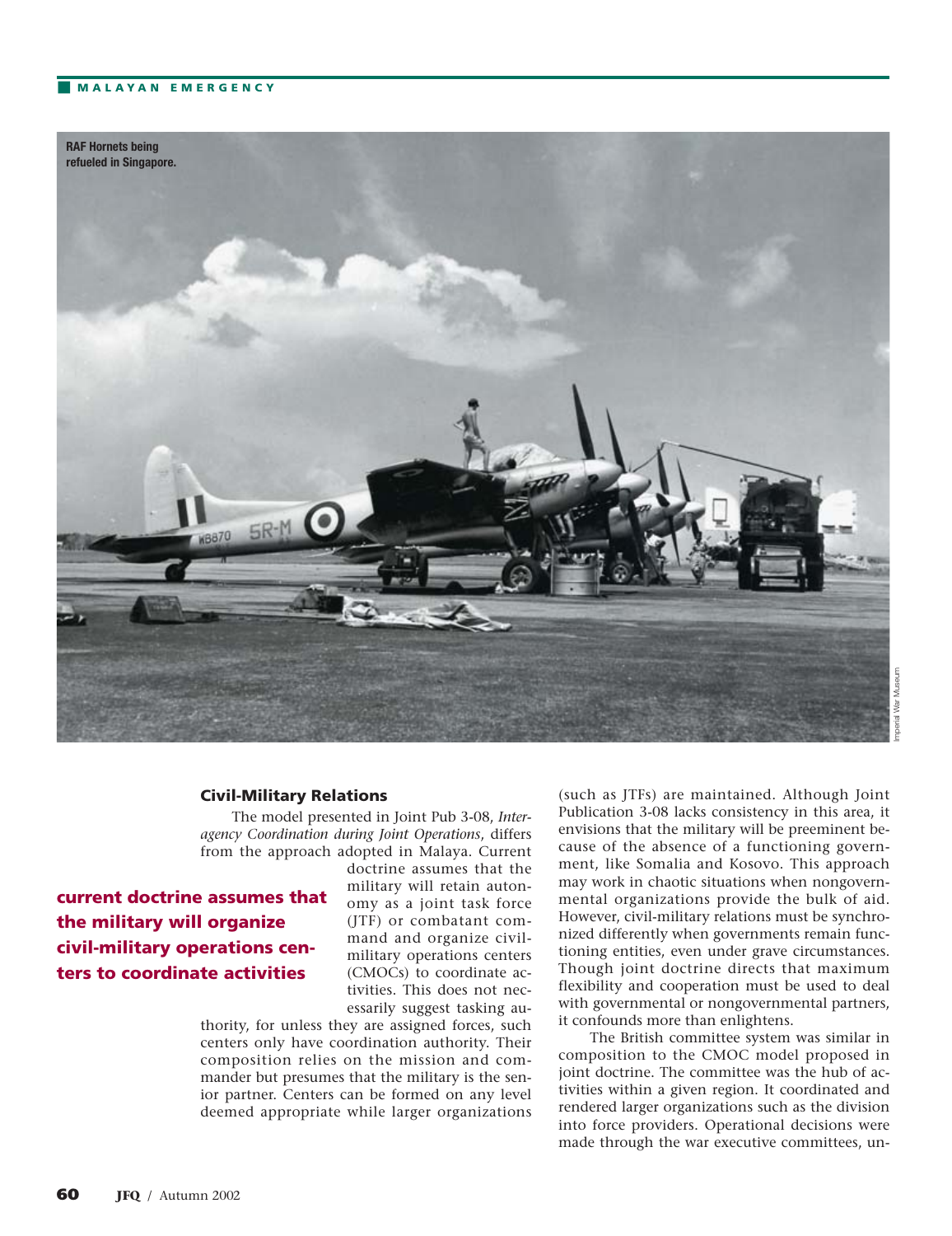RAF Hornets being refueled in Singapore.

### Civil-Military Relations

The model presented in Joint Pub 3-08, *Interagency Coordination during Joint Operations*, differs from the approach adopted in Malaya. Current doctrine assumes that the military will retain autonomy as a joint task force (JTF) or combatant command and organize civil-military operations centers (CMOCs) to coordinate activities. This does not necessarily suggest tasking authority, for unless they are assigned forces, such centers only have coordination authority. Their composition relies on the mission and commander but presumes that the military is the senior partner. Centers can be formed on any level deemed appropriate while larger organizations (such as JTFs) are maintained. Although Joint Publication 3-08 lacks consistency in this area, it envisions that the military will be preeminent because of the absence of a functioning government, like Somalia and Kosovo. This approach may work in chaotic situations when nongovernmental organizations provide the bulk of aid. However, civil-military relations must be synchronized differently when governments remain functioning entities, even under grave circumstances. Though joint doctrine directs that maximum flexibility and cooperation must be used to deal with governmental or nongovernmental partners, it confounds more than enlightens.

**current doctrine assumes that the military will organize civil-military operations centers to coordinate activities**

The British committee system was similar in composition to the CMOC model proposed in joint doctrine. The committee was the hub of activities within a given region. It coordinated and rendered larger organizations such as the division into force providers. Operational decisions were made through the war executive committees, un-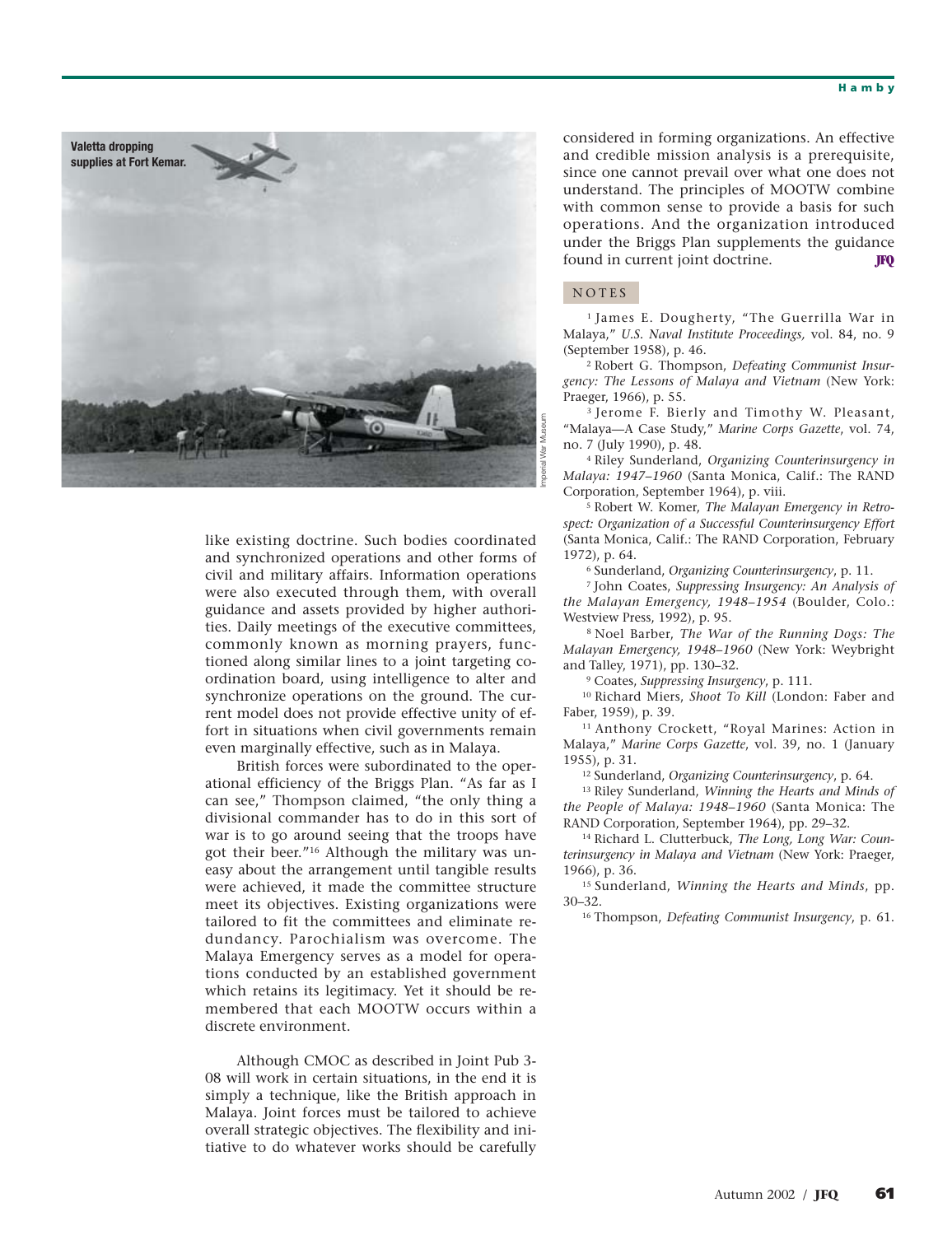Valetta dropping supplies at Fort Kemar.

like existing doctrine. Such bodies coordinated and synchronized operations and other forms of civil and military affairs. Information operations were also executed through them, with overall guidance and assets provided by higher authorities. Daily meetings of the executive committees, commonly known as morning prayers, functioned along similar lines to a joint targeting coordination board, using intelligence to alter and synchronize operations on the ground. The current model does not provide effective unity of effort in situations when civil governments remain even marginally effective, such as in Malaya.

British forces were subordinated to the operational efficiency of the Briggs Plan. "As far as I can see," Thompson claimed, "the only thing a divisional commander has to do in this sort of war is to go around seeing that the troops have got their beer."[16] Although the military was uneasy about the arrangement until tangible results were achieved, it made the committee structure meet its objectives. Existing organizations were tailored to fit the committees and eliminate redundancy. Parochialism was overcome. The Malaya Emergency serves as a model for operations conducted by an established government which retains its legitimacy. Yet it should be remembered that each MOOTW occurs within a discrete environment.

Although CMOC as described in Joint Pub 3-08 will work in certain situations, in the end it is simply a technique, like the British approach in Malaya. Joint forces must be tailored to achieve overall strategic objectives. The flexibility and initiative to do whatever works should be carefully considered in forming organizations. An effective and credible mission analysis is a prerequisite, since one cannot prevail over what one does not understand. The principles of MOOTW combine with common sense to provide a basis for such operations. And the organization introduced under the Briggs Plan supplements the guidance found in current joint doctrine. **JFQ**

## NOTES

[1] James E. Dougherty, "The Guerrilla War in Malaya," *U.S. Naval Institute Proceedings,* vol. 84, no. 9 (September 1958), p. 46.

[2] Robert G. Thompson, *Defeating Communist Insurgency: The Lessons of Malaya and Vietnam* (New York: Praeger, 1966), p. 55.

[3] Jerome F. Bierly and Timothy W. Pleasant, "Malaya—A Case Study," *Marine Corps Gazette*, vol. 74, no. 7 (July 1990), p. 48.

[4] Riley Sunderland, *Organizing Counterinsurgency in Malaya: 1947–1960* (Santa Monica, Calif.: The RAND Corporation, September 1964), p. viii.

[5] Robert W. Komer, *The Malayan Emergency in Retrospect: Organization of a Successful Counterinsurgency Effort* (Santa Monica, Calif.: The RAND Corporation, February 1972), p. 64.

[6] Sunderland, *Organizing Counterinsurgency*, p. 11.

[7] John Coates, *Suppressing Insurgency: An Analysis of the Malayan Emergency, 1948–1954* (Boulder, Colo.: Westview Press, 1992), p. 95.

[8] Noel Barber, *The War of the Running Dogs: The Malayan Emergency, 1948–1960* (New York: Weybright and Talley, 1971), pp. 130–32.

[9] Coates, *Suppressing Insurgency*, p. 111.

[10] Richard Miers, *Shoot To Kill* (London: Faber and Faber, 1959), p. 39.

[11] Anthony Crockett, "Royal Marines: Action in Malaya," *Marine Corps Gazette*, vol. 39, no. 1 (January 1955), p. 31.

[12] Sunderland, *Organizing Counterinsurgency*, p. 64.

[13] Riley Sunderland, *Winning the Hearts and Minds of the People of Malaya: 1948–1960* (Santa Monica: The RAND Corporation, September 1964), pp. 29–32.

[14] Richard L. Clutterbuck, *The Long, Long War: Counterinsurgency in Malaya and Vietnam* (New York: Praeger, 1966), p. 36.

[15] Sunderland, *Winning the Hearts and Minds*, pp. 30–32.

[16] Thompson, *Defeating Communist Insurgency*, p. 61.